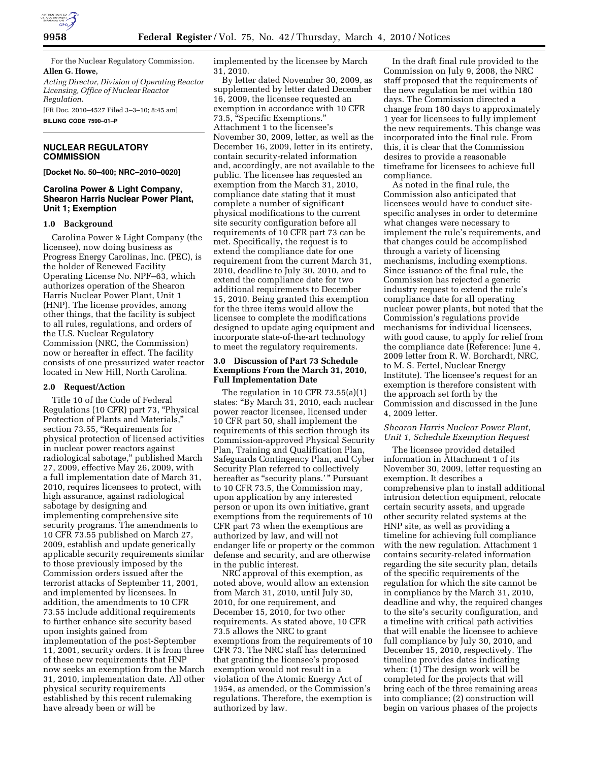For the Nuclear Regulatory Commission.

**Allen G. Howe,**

*Acting Director, Division of Operating Reactor Licensing, Office of Nuclear Reactor Regulation.*

[FR Doc. 2010–4527 Filed 3–3–10; 8:45 am]

**BILLING CODE 7590–01–P**

## NUCLEAR REGULATORY COMMISSION

**[Docket No. 50–400; NRC–2010–0020]**

## Carolina Power & Light Company, Shearon Harris Nuclear Power Plant, Unit 1; Exemption

### 1.0 Background

Carolina Power & Light Company (the licensee), now doing business as Progress Energy Carolinas, Inc. (PEC), is the holder of Renewed Facility Operating License No. NPF–63, which authorizes operation of the Shearon Harris Nuclear Power Plant, Unit 1 (HNP). The license provides, among other things, that the facility is subject to all rules, regulations, and orders of the U.S. Nuclear Regulatory Commission (NRC, the Commission) now or hereafter in effect. The facility consists of one pressurized water reactor located in New Hill, North Carolina.

### 2.0 Request/Action

Title 10 of the Code of Federal Regulations (10 CFR) part 73, "Physical Protection of Plants and Materials," section 73.55, "Requirements for physical protection of licensed activities in nuclear power reactors against radiological sabotage," published March 27, 2009, effective May 26, 2009, with a full implementation date of March 31, 2010, requires licensees to protect, with high assurance, against radiological sabotage by designing and implementing comprehensive site security programs. The amendments to 10 CFR 73.55 published on March 27, 2009, establish and update generically applicable security requirements similar to those previously imposed by the Commission orders issued after the terrorist attacks of September 11, 2001, and implemented by licensees. In addition, the amendments to 10 CFR 73.55 include additional requirements to further enhance site security based upon insights gained from implementation of the post-September 11, 2001, security orders. It is from three of these new requirements that HNP now seeks an exemption from the March 31, 2010, implementation date. All other physical security requirements established by this recent rulemaking have already been or will be implemented by the licensee by March 31, 2010.

By letter dated November 30, 2009, as supplemented by letter dated December 16, 2009, the licensee requested an exemption in accordance with 10 CFR 73.5, "Specific Exemptions." Attachment 1 to the licensee's November 30, 2009, letter, as well as the December 16, 2009, letter in its entirety, contain security-related information and, accordingly, are not available to the public. The licensee has requested an exemption from the March 31, 2010, compliance date stating that it must complete a number of significant physical modifications to the current site security configuration before all requirements of 10 CFR part 73 can be met. Specifically, the request is to extend the compliance date for one requirement from the current March 31, 2010, deadline to July 30, 2010, and to extend the compliance date for two additional requirements to December 15, 2010. Being granted this exemption for the three items would allow the licensee to complete the modifications designed to update aging equipment and incorporate state-of-the-art technology to meet the regulatory requirements.

### 3.0 Discussion of Part 73 Schedule Exemptions From the March 31, 2010, Full Implementation Date

The regulation in 10 CFR 73.55(a)(1) states: "By March 31, 2010, each nuclear power reactor licensee, licensed under 10 CFR part 50, shall implement the requirements of this section through its Commission-approved Physical Security Plan, Training and Qualification Plan, Safeguards Contingency Plan, and Cyber Security Plan referred to collectively hereafter as "security plans.'" Pursuant to 10 CFR 73.5, the Commission may, upon application by any interested person or upon its own initiative, grant exemptions from the requirements of 10 CFR part 73 when the exemptions are authorized by law, and will not endanger life or property or the common defense and security, and are otherwise in the public interest.

NRC approval of this exemption, as noted above, would allow an extension from March 31, 2010, until July 30, 2010, for one requirement, and December 15, 2010, for two other requirements. As stated above, 10 CFR 73.5 allows the NRC to grant exemptions from the requirements of 10 CFR 73. The NRC staff has determined that granting the licensee's proposed exemption would not result in a violation of the Atomic Energy Act of 1954, as amended, or the Commission's regulations. Therefore, the exemption is authorized by law.

In the draft final rule provided to the Commission on July 9, 2008, the NRC staff proposed that the requirements of the new regulation be met within 180 days. The Commission directed a change from 180 days to approximately 1 year for licensees to fully implement the new requirements. This change was incorporated into the final rule. From this, it is clear that the Commission desires to provide a reasonable timeframe for licensees to achieve full compliance.

As noted in the final rule, the Commission also anticipated that licensees would have to conduct site-specific analyses in order to determine what changes were necessary to implement the rule's requirements, and that changes could be accomplished through a variety of licensing mechanisms, including exemptions. Since issuance of the final rule, the Commission has rejected a generic industry request to extend the rule's compliance date for all operating nuclear power plants, but noted that the Commission's regulations provide mechanisms for individual licensees, with good cause, to apply for relief from the compliance date (Reference: June 4, 2009 letter from R. W. Borchardt, NRC, to M. S. Fertel, Nuclear Energy Institute). The licensee's request for an exemption is therefore consistent with the approach set forth by the Commission and discussed in the June 4, 2009 letter.

*Shearon Harris Nuclear Power Plant, Unit 1, Schedule Exemption Request*

The licensee provided detailed information in Attachment 1 of its November 30, 2009, letter requesting an exemption. It describes a comprehensive plan to install additional intrusion detection equipment, relocate certain security assets, and upgrade other security related systems at the HNP site, as well as providing a timeline for achieving full compliance with the new regulation. Attachment 1 contains security-related information regarding the site security plan, details of the specific requirements of the regulation for which the site cannot be in compliance by the March 31, 2010, deadline and why, the required changes to the site's security configuration, and a timeline with critical path activities that will enable the licensee to achieve full compliance by July 30, 2010, and December 15, 2010, respectively. The timeline provides dates indicating when: (1) The design work will be completed for the projects that will bring each of the three remaining areas into compliance; (2) construction will begin on various phases of the projects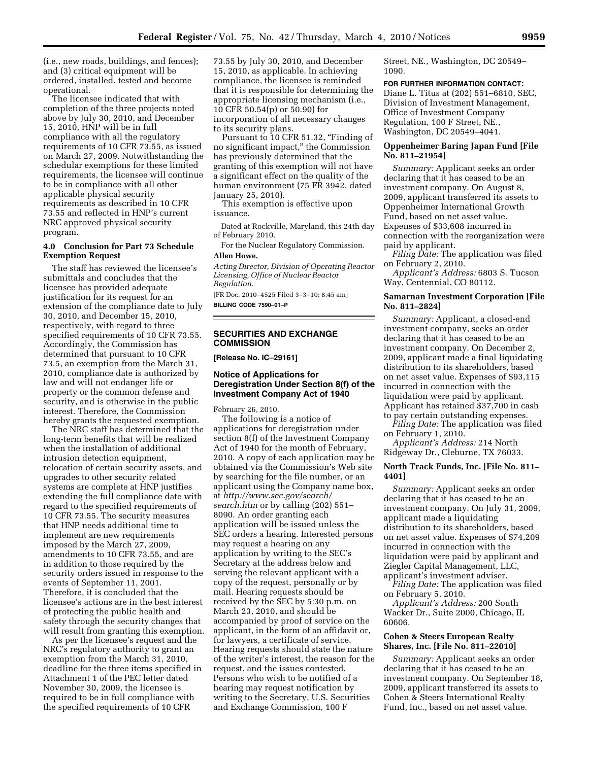(i.e., new roads, buildings, and fences); and (3) critical equipment will be ordered, installed, tested and become operational.

The licensee indicated that with completion of the three projects noted above by July 30, 2010, and December 15, 2010, HNP will be in full compliance with all the regulatory requirements of 10 CFR 73.55, as issued on March 27, 2009. Notwithstanding the schedular exemptions for these limited requirements, the licensee will continue to be in compliance with all other applicable physical security requirements as described in 10 CFR 73.55 and reflected in HNP's current NRC approved physical security program.

### 4.0 Conclusion for Part 73 Schedule Exemption Request

The staff has reviewed the licensee's submittals and concludes that the licensee has provided adequate justification for its request for an extension of the compliance date to July 30, 2010, and December 15, 2010, respectively, with regard to three specified requirements of 10 CFR 73.55. Accordingly, the Commission has determined that pursuant to 10 CFR 73.5, an exemption from the March 31, 2010, compliance date is authorized by law and will not endanger life or property or the common defense and security, and is otherwise in the public interest. Therefore, the Commission hereby grants the requested exemption.

The NRC staff has determined that the long-term benefits that will be realized when the installation of additional intrusion detection equipment, relocation of certain security assets, and upgrades to other security related systems are complete at HNP justifies extending the full compliance date with regard to the specified requirements of 10 CFR 73.55. The security measures that HNP needs additional time to implement are new requirements imposed by the March 27, 2009, amendments to 10 CFR 73.55, and are in addition to those required by the security orders issued in response to the events of September 11, 2001. Therefore, it is concluded that the licensee's actions are in the best interest of protecting the public health and safety through the security changes that will result from granting this exemption.

As per the licensee's request and the NRC's regulatory authority to grant an exemption from the March 31, 2010, deadline for the three items specified in Attachment 1 of the PEC letter dated November 30, 2009, the licensee is required to be in full compliance with the specified requirements of 10 CFR 73.55 by July 30, 2010, and December 15, 2010, as applicable. In achieving compliance, the licensee is reminded that it is responsible for determining the appropriate licensing mechanism (i.e., 10 CFR 50.54(p) or 50.90) for incorporation of all necessary changes to its security plans.

Pursuant to 10 CFR 51.32, "Finding of no significant impact," the Commission has previously determined that the granting of this exemption will not have a significant effect on the quality of the human environment (75 FR 3942, dated January 25, 2010).

This exemption is effective upon issuance.

Dated at Rockville, Maryland, this 24th day of February 2010.

For the Nuclear Regulatory Commission.

**Allen Howe,**

*Acting Director, Division of Operating Reactor Licensing, Office of Nuclear Reactor Regulation.*

[FR Doc. 2010–4525 Filed 3–3–10; 8:45 am]

**BILLING CODE 7590–01–P**

## SECURITIES AND EXCHANGE COMMISSION

**[Release No. IC–29161]**

## Notice of Applications for Deregistration Under Section 8(f) of the Investment Company Act of 1940

February 26, 2010.

The following is a notice of applications for deregistration under section 8(f) of the Investment Company Act of 1940 for the month of February, 2010. A copy of each application may be obtained via the Commission's Web site by searching for the file number, or an applicant using the Company name box, at *http://www.sec.gov/search/search.htm* or by calling (202) 551–8090. An order granting each application will be issued unless the SEC orders a hearing. Interested persons may request a hearing on any application by writing to the SEC's Secretary at the address below and serving the relevant applicant with a copy of the request, personally or by mail. Hearing requests should be received by the SEC by 5:30 p.m. on March 23, 2010, and should be accompanied by proof of service on the applicant, in the form of an affidavit or, for lawyers, a certificate of service. Hearing requests should state the nature of the writer's interest, the reason for the request, and the issues contested. Persons who wish to be notified of a hearing may request notification by writing to the Secretary, U.S. Securities and Exchange Commission, 100 F Street, NE., Washington, DC 20549–1090.

**FOR FURTHER INFORMATION CONTACT:** Diane L. Titus at (202) 551–6810, SEC, Division of Investment Management, Office of Investment Company Regulation, 100 F Street, NE., Washington, DC 20549–4041.

### Oppenheimer Baring Japan Fund [File No. 811–21954]

*Summary:* Applicant seeks an order declaring that it has ceased to be an investment company. On August 8, 2009, applicant transferred its assets to Oppenheimer International Growth Fund, based on net asset value. Expenses of $33,608 incurred in connection with the reorganization were paid by applicant.

*Filing Date:* The application was filed on February 2, 2010.

*Applicant's Address:* 6803 S. Tucson Way, Centennial, CO 80112.

### Samarnan Investment Corporation [File No. 811–2824]

*Summary:* Applicant, a closed-end investment company, seeks an order declaring that it has ceased to be an investment company. On December 2, 2009, applicant made a final liquidating distribution to its shareholders, based on net asset value. Expenses of $93,115 incurred in connection with the liquidation were paid by applicant. Applicant has retained $37,700 in cash to pay certain outstanding expenses.

*Filing Date:* The application was filed on February 1, 2010.

*Applicant's Address:* 214 North Ridgeway Dr., Cleburne, TX 76033.

### North Track Funds, Inc. [File No. 811–4401]

*Summary:* Applicant seeks an order declaring that it has ceased to be an investment company. On July 31, 2009, applicant made a liquidating distribution to its shareholders, based on net asset value. Expenses of $74,209 incurred in connection with the liquidation were paid by applicant and Ziegler Capital Management, LLC, applicant's investment adviser.

*Filing Date:* The application was filed on February 5, 2010.

*Applicant's Address:* 200 South Wacker Dr., Suite 2000, Chicago, IL 60606.

### Cohen & Steers European Realty Shares, Inc. [File No. 811–22010]

*Summary:* Applicant seeks an order declaring that it has ceased to be an investment company. On September 18, 2009, applicant transferred its assets to Cohen & Steers International Realty Fund, Inc., based on net asset value.